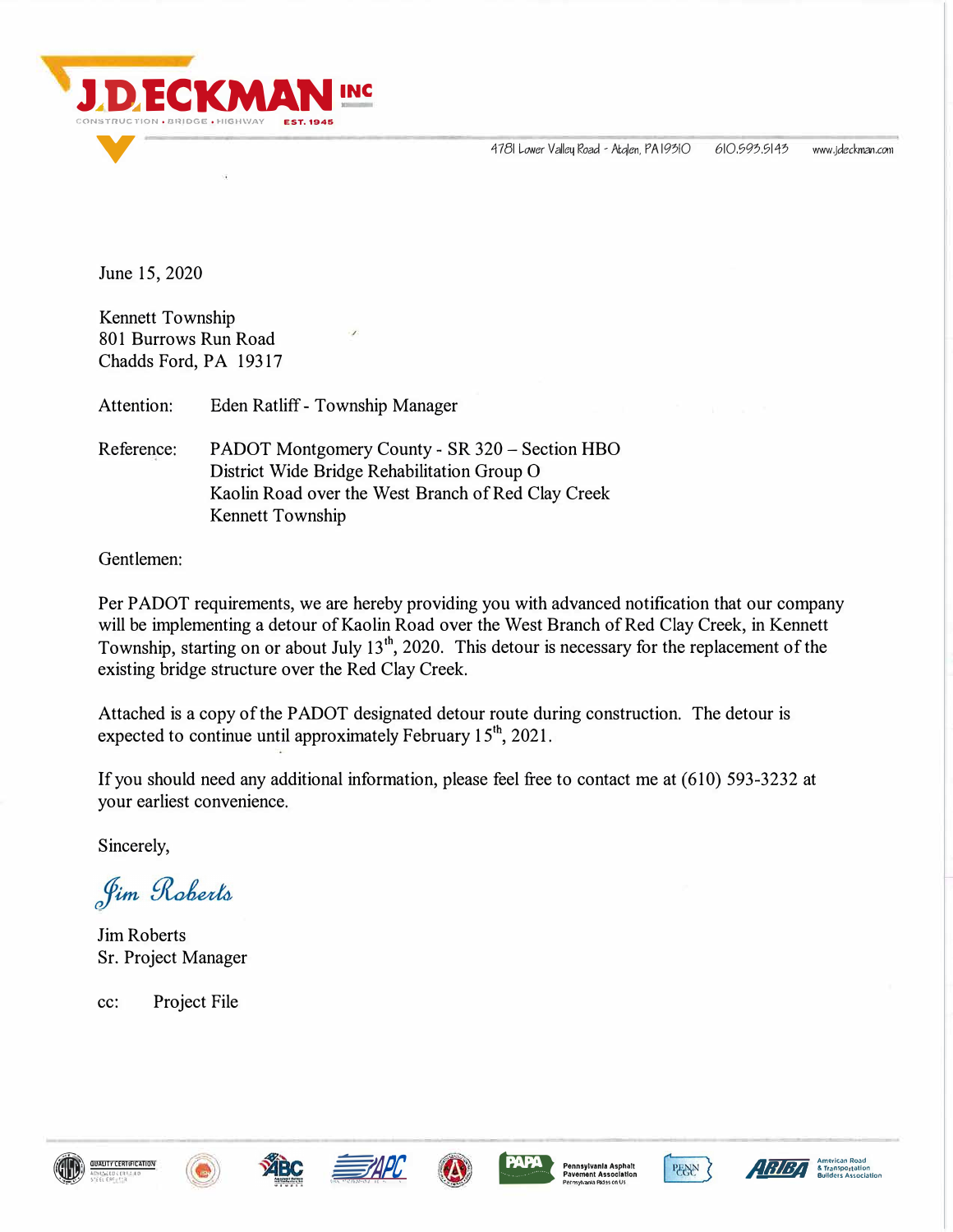# J.D. ECKMAN INC

CONSTRUCTION • BRIDGE • HIGHWAY EST. 1945

4781 Lower Valley Road - Atglen, PA 19310 610.593.5143 www.jdeckman.com

June 15, 2020

Kennett Township
801 Burrows Run Road
Chadds Ford, PA 19317

Attention: Eden Ratliff - Township Manager

Reference: PADOT Montgomery County - SR 320 – Section HBO
District Wide Bridge Rehabilitation Group O
Kaolin Road over the West Branch of Red Clay Creek
Kennett Township

Gentlemen:

Per PADOT requirements, we are hereby providing you with advanced notification that our company will be implementing a detour of Kaolin Road over the West Branch of Red Clay Creek, in Kennett Township, starting on or about July 13th, 2020. This detour is necessary for the replacement of the existing bridge structure over the Red Clay Creek.

Attached is a copy of the PADOT designated detour route during construction. The detour is expected to continue until approximately February 15th, 2021.

If you should need any additional information, please feel free to contact me at (610) 593-3232 at your earliest convenience.

Sincerely,

*Jim Roberts*

Jim Roberts
Sr. Project Manager

cc: Project File

Pennsylvania Asphalt Pavement Association

American Road & Transportation Builders Association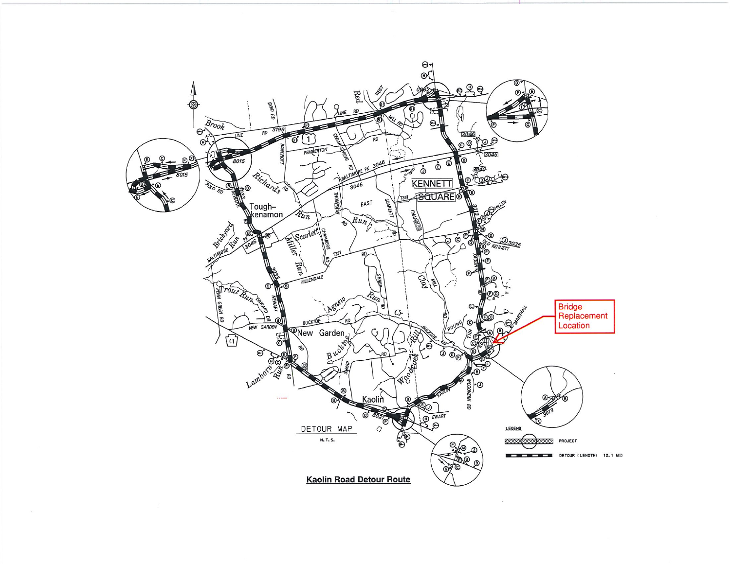DETOUR MAP

N. T. S.

Bridge Replacement Location

LEGEND

PROJECT

DETOUR (LENGTH: 12.1 MI)

**Kaolin Road Detour Route**